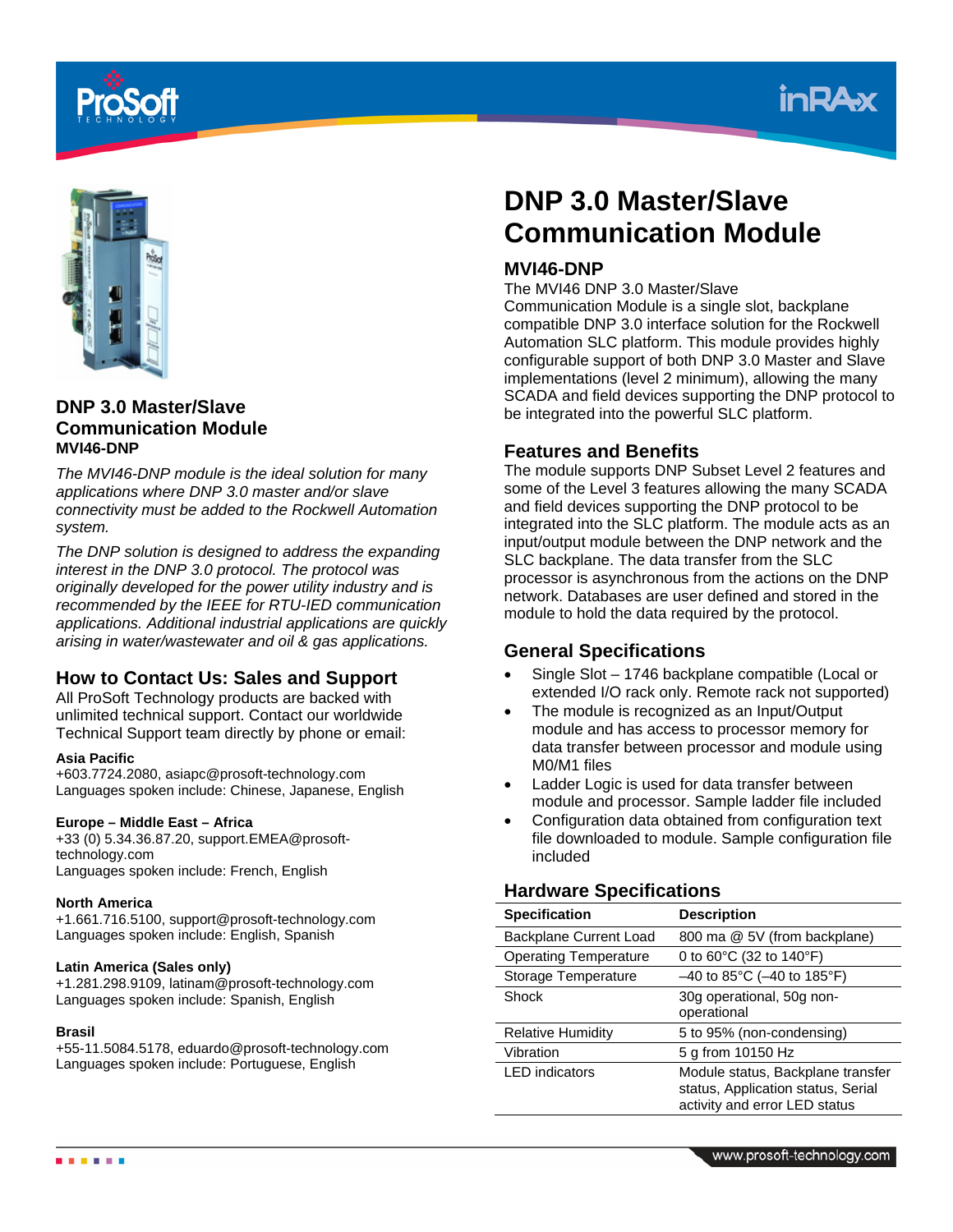# DNP 3.0 Master/Slave Communication Module

## MVI46-DNP

**DNP 3.0 Master/Slave Communication Module**
**MVI46-DNP**

*The MVI46-DNP module is the ideal solution for many applications where DNP 3.0 master and/or slave connectivity must be added to the Rockwell Automation system.*

*The DNP solution is designed to address the expanding interest in the DNP 3.0 protocol. The protocol was originally developed for the power utility industry and is recommended by the IEEE for RTU-IED communication applications. Additional industrial applications are quickly arising in water/wastewater and oil & gas applications.*

## How to Contact Us: Sales and Support

All ProSoft Technology products are backed with unlimited technical support. Contact our worldwide Technical Support team directly by phone or email:

**Asia Pacific**
+603.7724.2080, asiapc@prosoft-technology.com
Languages spoken include: Chinese, Japanese, English

**Europe – Middle East – Africa**
+33 (0) 5.34.36.87.20, support.EMEA@prosoft-technology.com
Languages spoken include: French, English

**North America**
+1.661.716.5100, support@prosoft-technology.com
Languages spoken include: English, Spanish

**Latin America (Sales only)**
+1.281.298.9109, latinam@prosoft-technology.com
Languages spoken include: Spanish, English

**Brasil**
+55-11.5084.5178, eduardo@prosoft-technology.com
Languages spoken include: Portuguese, English

The MVI46 DNP 3.0 Master/Slave Communication Module is a single slot, backplane compatible DNP 3.0 interface solution for the Rockwell Automation SLC platform. This module provides highly configurable support of both DNP 3.0 Master and Slave implementations (level 2 minimum), allowing the many SCADA and field devices supporting the DNP protocol to be integrated into the powerful SLC platform.

## Features and Benefits

The module supports DNP Subset Level 2 features and some of the Level 3 features allowing the many SCADA and field devices supporting the DNP protocol to be integrated into the SLC platform. The module acts as an input/output module between the DNP network and the SLC backplane. The data transfer from the SLC processor is asynchronous from the actions on the DNP network. Databases are user defined and stored in the module to hold the data required by the protocol.

## General Specifications

- Single Slot – 1746 backplane compatible (Local or extended I/O rack only. Remote rack not supported)
- The module is recognized as an Input/Output module and has access to processor memory for data transfer between processor and module using M0/M1 files
- Ladder Logic is used for data transfer between module and processor. Sample ladder file included
- Configuration data obtained from configuration text file downloaded to module. Sample configuration file included

## Hardware Specifications

| Specification | Description |
|---|---|
| Backplane Current Load | 800 ma @ 5V (from backplane) |
| Operating Temperature | 0 to 60°C (32 to 140°F) |
| Storage Temperature | –40 to 85°C (–40 to 185°F) |
| Shock | 30g operational, 50g non-operational |
| Relative Humidity | 5 to 95% (non-condensing) |
| Vibration | 5 g from 10150 Hz |
| LED indicators | Module status, Backplane transfer status, Application status, Serial activity and error LED status |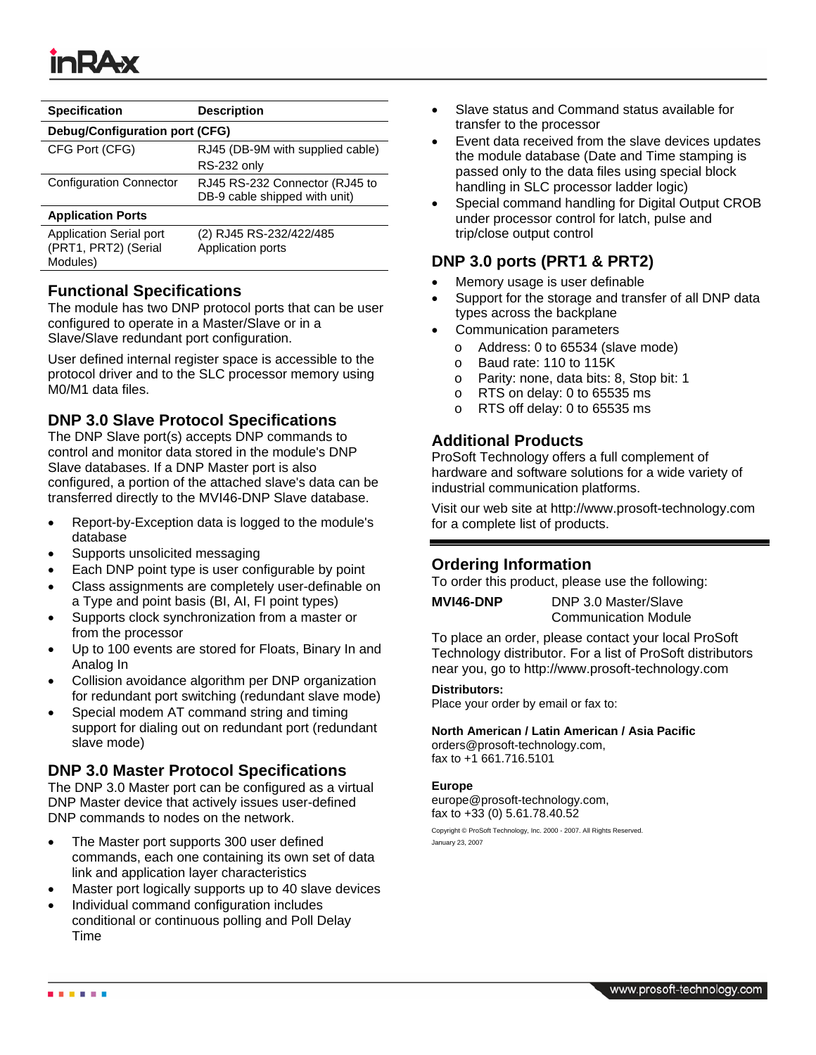| Specification | Description |
|---|---|
| **Debug/Configuration port (CFG)** | |
| CFG Port (CFG) | RJ45 (DB-9M with supplied cable) RS-232 only |
| Configuration Connector | RJ45 RS-232 Connector (RJ45 to DB-9 cable shipped with unit) |
| **Application Ports** | |
| Application Serial port (PRT1, PRT2) (Serial Modules) | (2) RJ45 RS-232/422/485 Application ports |

## Functional Specifications

The module has two DNP protocol ports that can be user configured to operate in a Master/Slave or in a Slave/Slave redundant port configuration.

User defined internal register space is accessible to the protocol driver and to the SLC processor memory using M0/M1 data files.

## DNP 3.0 Slave Protocol Specifications

The DNP Slave port(s) accepts DNP commands to control and monitor data stored in the module's DNP Slave databases. If a DNP Master port is also configured, a portion of the attached slave's data can be transferred directly to the MVI46-DNP Slave database.

- Report-by-Exception data is logged to the module's database
- Supports unsolicited messaging
- Each DNP point type is user configurable by point
- Class assignments are completely user-definable on a Type and point basis (BI, AI, FI point types)
- Supports clock synchronization from a master or from the processor
- Up to 100 events are stored for Floats, Binary In and Analog In
- Collision avoidance algorithm per DNP organization for redundant port switching (redundant slave mode)
- Special modem AT command string and timing support for dialing out on redundant port (redundant slave mode)

## DNP 3.0 Master Protocol Specifications

The DNP 3.0 Master port can be configured as a virtual DNP Master device that actively issues user-defined DNP commands to nodes on the network.

- The Master port supports 300 user defined commands, each one containing its own set of data link and application layer characteristics
- Master port logically supports up to 40 slave devices
- Individual command configuration includes conditional or continuous polling and Poll Delay Time
- Slave status and Command status available for transfer to the processor
- Event data received from the slave devices updates the module database (Date and Time stamping is passed only to the data files using special block handling in SLC processor ladder logic)
- Special command handling for Digital Output CROB under processor control for latch, pulse and trip/close output control

## DNP 3.0 ports (PRT1 & PRT2)

- Memory usage is user definable
- Support for the storage and transfer of all DNP data types across the backplane
- Communication parameters
  - Address: 0 to 65534 (slave mode)
  - Baud rate: 110 to 115K
  - Parity: none, data bits: 8, Stop bit: 1
  - RTS on delay: 0 to 65535 ms
  - RTS off delay: 0 to 65535 ms

## Additional Products

ProSoft Technology offers a full complement of hardware and software solutions for a wide variety of industrial communication platforms.

Visit our web site at http://www.prosoft-technology.com for a complete list of products.

## Ordering Information

To order this product, please use the following:

**MVI46-DNP** DNP 3.0 Master/Slave Communication Module

To place an order, please contact your local ProSoft Technology distributor. For a list of ProSoft distributors near you, go to http://www.prosoft-technology.com

**Distributors:**
Place your order by email or fax to:

**North American / Latin American / Asia Pacific**
orders@prosoft-technology.com,
fax to +1 661.716.5101

**Europe**
europe@prosoft-technology.com,
fax to +33 (0) 5.61.78.40.52

Copyright © ProSoft Technology, Inc. 2000 - 2007. All Rights Reserved.
January 23, 2007